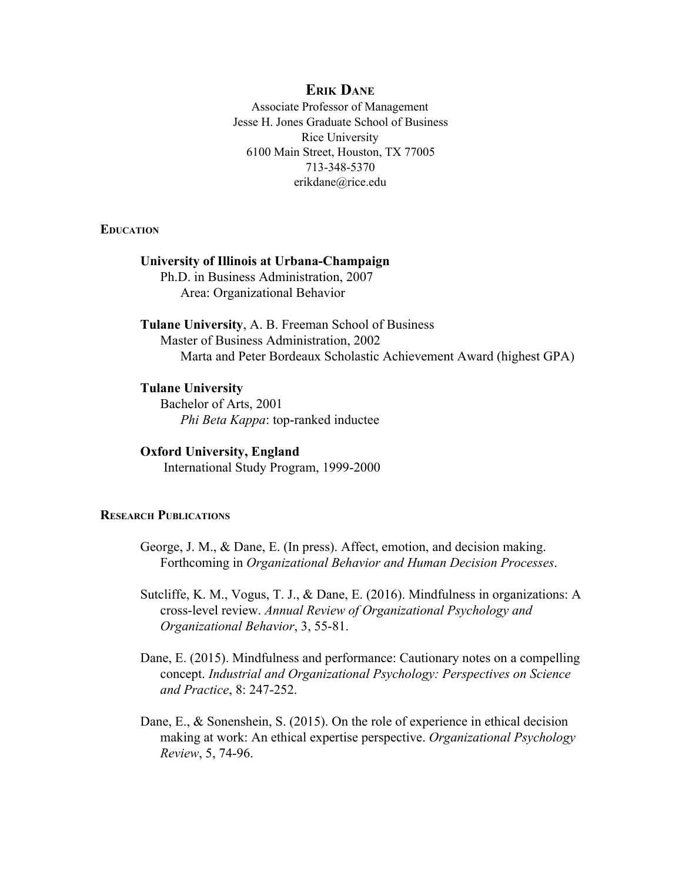# Erik Dane

Associate Professor of Management
Jesse H. Jones Graduate School of Business
Rice University
6100 Main Street, Houston, TX 77005
713-348-5370
erikdane@rice.edu

## Education

**University of Illinois at Urbana-Champaign**
Ph.D. in Business Administration, 2007
Area: Organizational Behavior

**Tulane University**, A. B. Freeman School of Business
Master of Business Administration, 2002
Marta and Peter Bordeaux Scholastic Achievement Award (highest GPA)

**Tulane University**
Bachelor of Arts, 2001
*Phi Beta Kappa*: top-ranked inductee

**Oxford University, England**
International Study Program, 1999-2000

## Research Publications

George, J. M., & Dane, E. (In press). Affect, emotion, and decision making. Forthcoming in *Organizational Behavior and Human Decision Processes*.

Sutcliffe, K. M., Vogus, T. J., & Dane, E. (2016). Mindfulness in organizations: A cross-level review. *Annual Review of Organizational Psychology and Organizational Behavior*, 3, 55-81.

Dane, E. (2015). Mindfulness and performance: Cautionary notes on a compelling concept. *Industrial and Organizational Psychology: Perspectives on Science and Practice*, 8: 247-252.

Dane, E., & Sonenshein, S. (2015). On the role of experience in ethical decision making at work: An ethical expertise perspective. *Organizational Psychology Review*, 5, 74-96.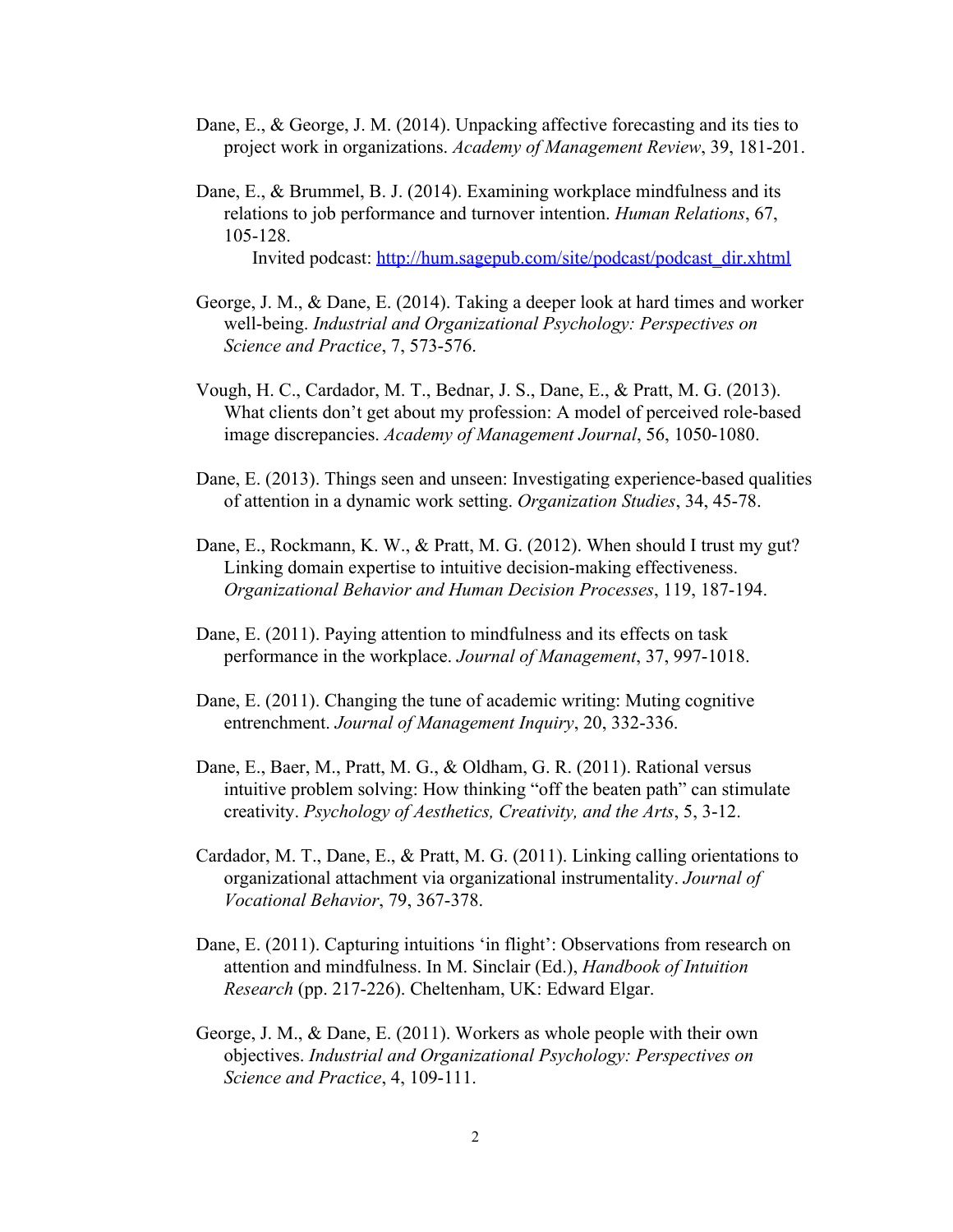Dane, E., & George, J. M. (2014). Unpacking affective forecasting and its ties to project work in organizations. *Academy of Management Review*, 39, 181-201.

Dane, E., & Brummel, B. J. (2014). Examining workplace mindfulness and its relations to job performance and turnover intention. *Human Relations*, 67, 105-128.
Invited podcast: [http://hum.sagepub.com/site/podcast/podcast_dir.xhtml](http://hum.sagepub.com/site/podcast/podcast_dir.xhtml)

George, J. M., & Dane, E. (2014). Taking a deeper look at hard times and worker well-being. *Industrial and Organizational Psychology: Perspectives on Science and Practice*, 7, 573-576.

Vough, H. C., Cardador, M. T., Bednar, J. S., Dane, E., & Pratt, M. G. (2013). What clients don't get about my profession: A model of perceived role-based image discrepancies. *Academy of Management Journal*, 56, 1050-1080.

Dane, E. (2013). Things seen and unseen: Investigating experience-based qualities of attention in a dynamic work setting. *Organization Studies*, 34, 45-78.

Dane, E., Rockmann, K. W., & Pratt, M. G. (2012). When should I trust my gut? Linking domain expertise to intuitive decision-making effectiveness. *Organizational Behavior and Human Decision Processes*, 119, 187-194.

Dane, E. (2011). Paying attention to mindfulness and its effects on task performance in the workplace. *Journal of Management*, 37, 997-1018.

Dane, E. (2011). Changing the tune of academic writing: Muting cognitive entrenchment. *Journal of Management Inquiry*, 20, 332-336.

Dane, E., Baer, M., Pratt, M. G., & Oldham, G. R. (2011). Rational versus intuitive problem solving: How thinking "off the beaten path" can stimulate creativity. *Psychology of Aesthetics, Creativity, and the Arts*, 5, 3-12.

Cardador, M. T., Dane, E., & Pratt, M. G. (2011). Linking calling orientations to organizational attachment via organizational instrumentality. *Journal of Vocational Behavior*, 79, 367-378.

Dane, E. (2011). Capturing intuitions 'in flight': Observations from research on attention and mindfulness. In M. Sinclair (Ed.), *Handbook of Intuition Research* (pp. 217-226). Cheltenham, UK: Edward Elgar.

George, J. M., & Dane, E. (2011). Workers as whole people with their own objectives. *Industrial and Organizational Psychology: Perspectives on Science and Practice*, 4, 109-111.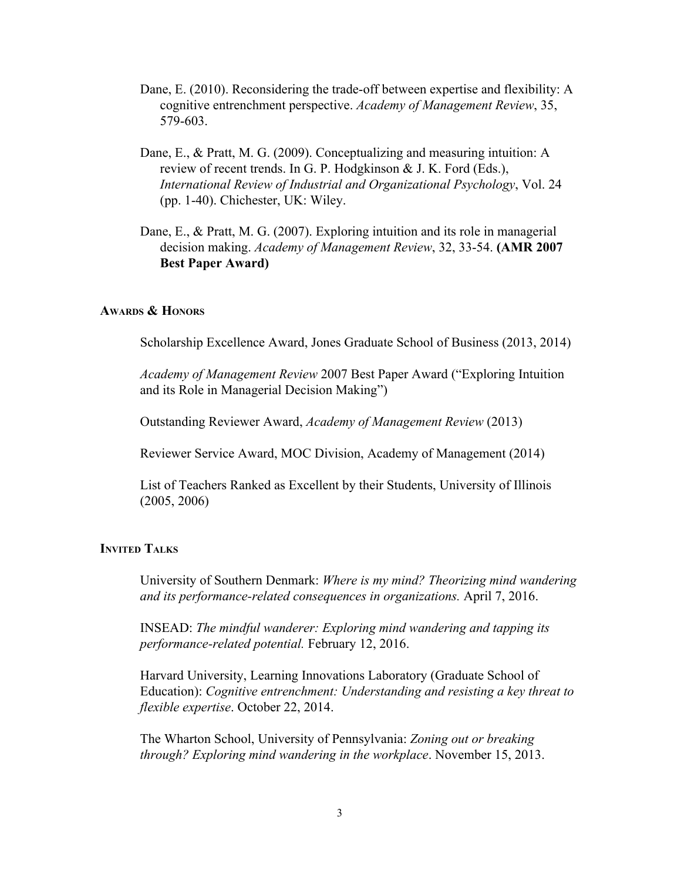Dane, E. (2010). Reconsidering the trade-off between expertise and flexibility: A cognitive entrenchment perspective. *Academy of Management Review*, 35, 579-603.

Dane, E., & Pratt, M. G. (2009). Conceptualizing and measuring intuition: A review of recent trends. In G. P. Hodgkinson & J. K. Ford (Eds.), *International Review of Industrial and Organizational Psychology*, Vol. 24 (pp. 1-40). Chichester, UK: Wiley.

Dane, E., & Pratt, M. G. (2007). Exploring intuition and its role in managerial decision making. *Academy of Management Review*, 32, 33-54. **(AMR 2007 Best Paper Award)**

## Awards & Honors

Scholarship Excellence Award, Jones Graduate School of Business (2013, 2014)

*Academy of Management Review* 2007 Best Paper Award ("Exploring Intuition and its Role in Managerial Decision Making")

Outstanding Reviewer Award, *Academy of Management Review* (2013)

Reviewer Service Award, MOC Division, Academy of Management (2014)

List of Teachers Ranked as Excellent by their Students, University of Illinois (2005, 2006)

## Invited Talks

University of Southern Denmark: *Where is my mind? Theorizing mind wandering and its performance-related consequences in organizations.* April 7, 2016.

INSEAD: *The mindful wanderer: Exploring mind wandering and tapping its performance-related potential.* February 12, 2016.

Harvard University, Learning Innovations Laboratory (Graduate School of Education): *Cognitive entrenchment: Understanding and resisting a key threat to flexible expertise*. October 22, 2014.

The Wharton School, University of Pennsylvania: *Zoning out or breaking through? Exploring mind wandering in the workplace*. November 15, 2013.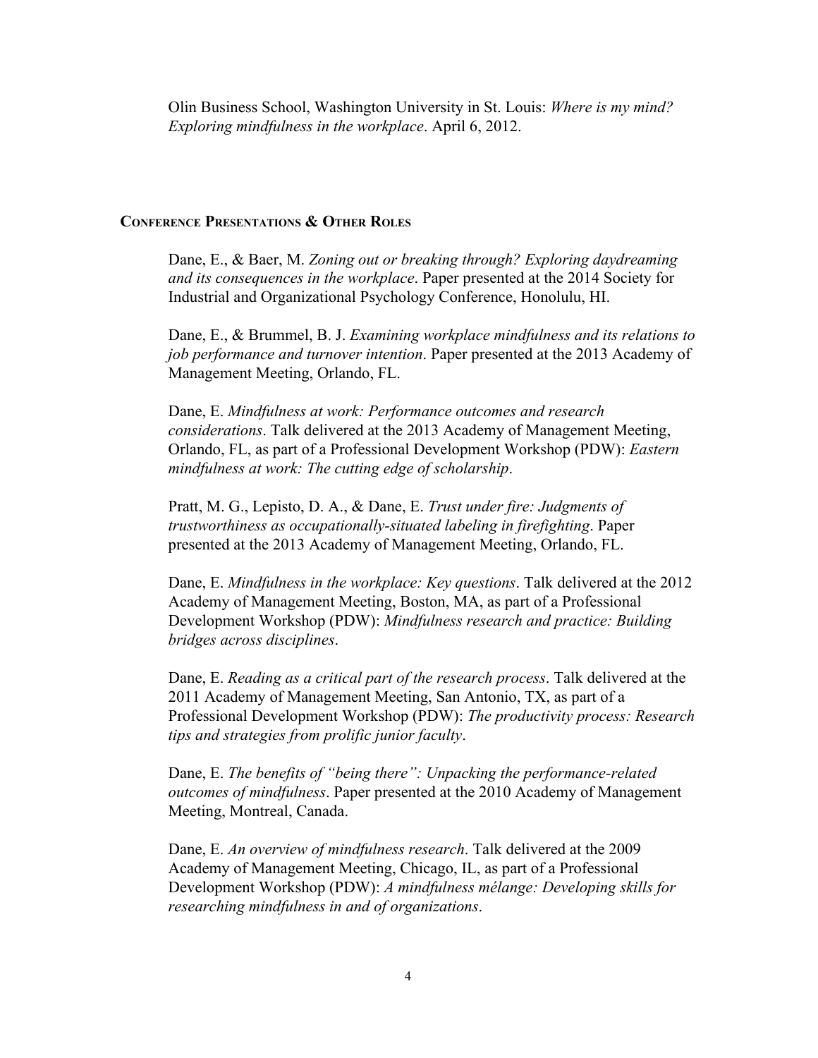Olin Business School, Washington University in St. Louis: *Where is my mind? Exploring mindfulness in the workplace*. April 6, 2012.

## Conference Presentations & Other Roles

Dane, E., & Baer, M. *Zoning out or breaking through? Exploring daydreaming and its consequences in the workplace*. Paper presented at the 2014 Society for Industrial and Organizational Psychology Conference, Honolulu, HI.

Dane, E., & Brummel, B. J. *Examining workplace mindfulness and its relations to job performance and turnover intention*. Paper presented at the 2013 Academy of Management Meeting, Orlando, FL.

Dane, E. *Mindfulness at work: Performance outcomes and research considerations*. Talk delivered at the 2013 Academy of Management Meeting, Orlando, FL, as part of a Professional Development Workshop (PDW): *Eastern mindfulness at work: The cutting edge of scholarship*.

Pratt, M. G., Lepisto, D. A., & Dane, E. *Trust under fire: Judgments of trustworthiness as occupationally-situated labeling in firefighting*. Paper presented at the 2013 Academy of Management Meeting, Orlando, FL.

Dane, E. *Mindfulness in the workplace: Key questions*. Talk delivered at the 2012 Academy of Management Meeting, Boston, MA, as part of a Professional Development Workshop (PDW): *Mindfulness research and practice: Building bridges across disciplines*.

Dane, E. *Reading as a critical part of the research process*. Talk delivered at the 2011 Academy of Management Meeting, San Antonio, TX, as part of a Professional Development Workshop (PDW): *The productivity process: Research tips and strategies from prolific junior faculty*.

Dane, E. *The benefits of "being there": Unpacking the performance-related outcomes of mindfulness*. Paper presented at the 2010 Academy of Management Meeting, Montreal, Canada.

Dane, E. *An overview of mindfulness research*. Talk delivered at the 2009 Academy of Management Meeting, Chicago, IL, as part of a Professional Development Workshop (PDW): *A mindfulness mélange: Developing skills for researching mindfulness in and of organizations*.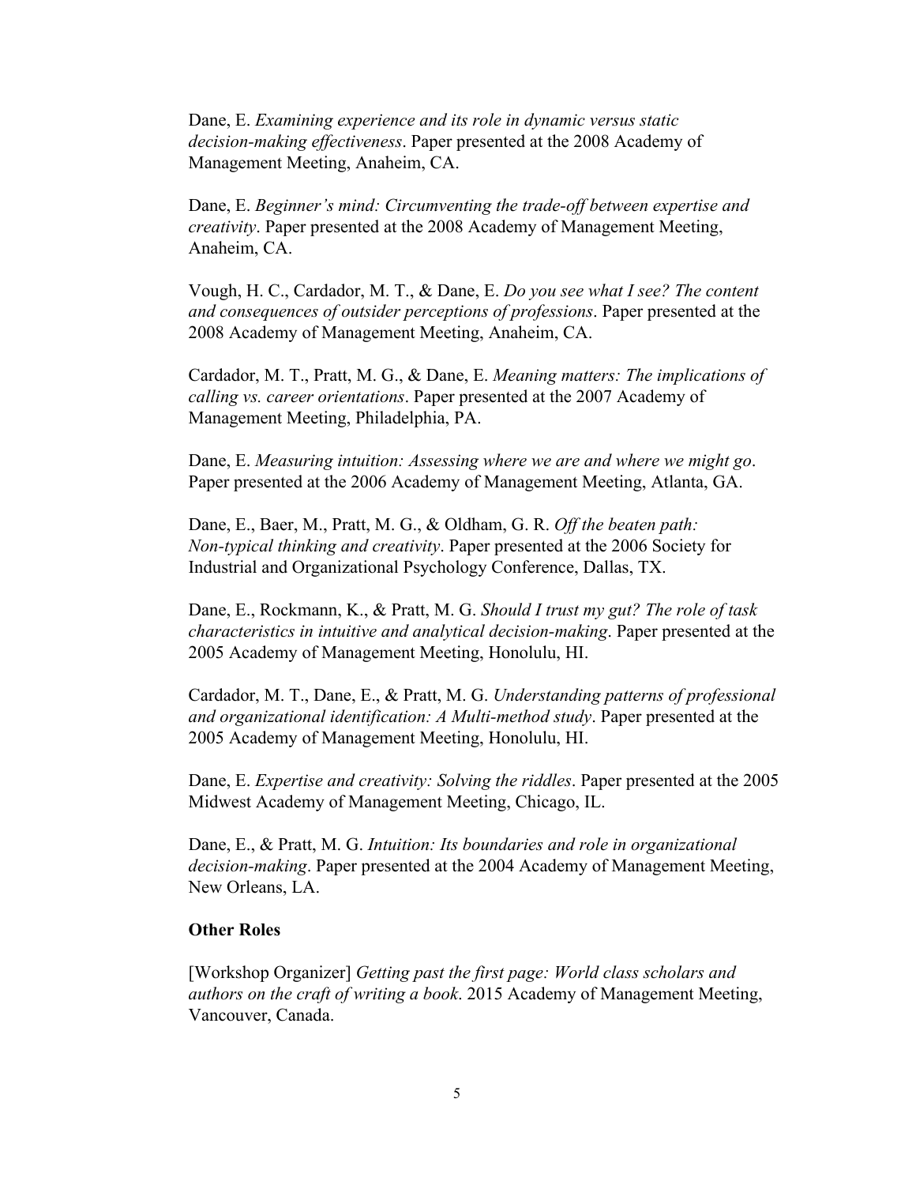Dane, E. *Examining experience and its role in dynamic versus static decision-making effectiveness*. Paper presented at the 2008 Academy of Management Meeting, Anaheim, CA.

Dane, E. *Beginner's mind: Circumventing the trade-off between expertise and creativity*. Paper presented at the 2008 Academy of Management Meeting, Anaheim, CA.

Vough, H. C., Cardador, M. T., & Dane, E. *Do you see what I see? The content and consequences of outsider perceptions of professions*. Paper presented at the 2008 Academy of Management Meeting, Anaheim, CA.

Cardador, M. T., Pratt, M. G., & Dane, E. *Meaning matters: The implications of calling vs. career orientations*. Paper presented at the 2007 Academy of Management Meeting, Philadelphia, PA.

Dane, E. *Measuring intuition: Assessing where we are and where we might go*. Paper presented at the 2006 Academy of Management Meeting, Atlanta, GA.

Dane, E., Baer, M., Pratt, M. G., & Oldham, G. R. *Off the beaten path: Non-typical thinking and creativity*. Paper presented at the 2006 Society for Industrial and Organizational Psychology Conference, Dallas, TX.

Dane, E., Rockmann, K., & Pratt, M. G. *Should I trust my gut? The role of task characteristics in intuitive and analytical decision-making*. Paper presented at the 2005 Academy of Management Meeting, Honolulu, HI.

Cardador, M. T., Dane, E., & Pratt, M. G. *Understanding patterns of professional and organizational identification: A Multi-method study*. Paper presented at the 2005 Academy of Management Meeting, Honolulu, HI.

Dane, E. *Expertise and creativity: Solving the riddles*. Paper presented at the 2005 Midwest Academy of Management Meeting, Chicago, IL.

Dane, E., & Pratt, M. G. *Intuition: Its boundaries and role in organizational decision-making*. Paper presented at the 2004 Academy of Management Meeting, New Orleans, LA.

**Other Roles**

[Workshop Organizer] *Getting past the first page: World class scholars and authors on the craft of writing a book*. 2015 Academy of Management Meeting, Vancouver, Canada.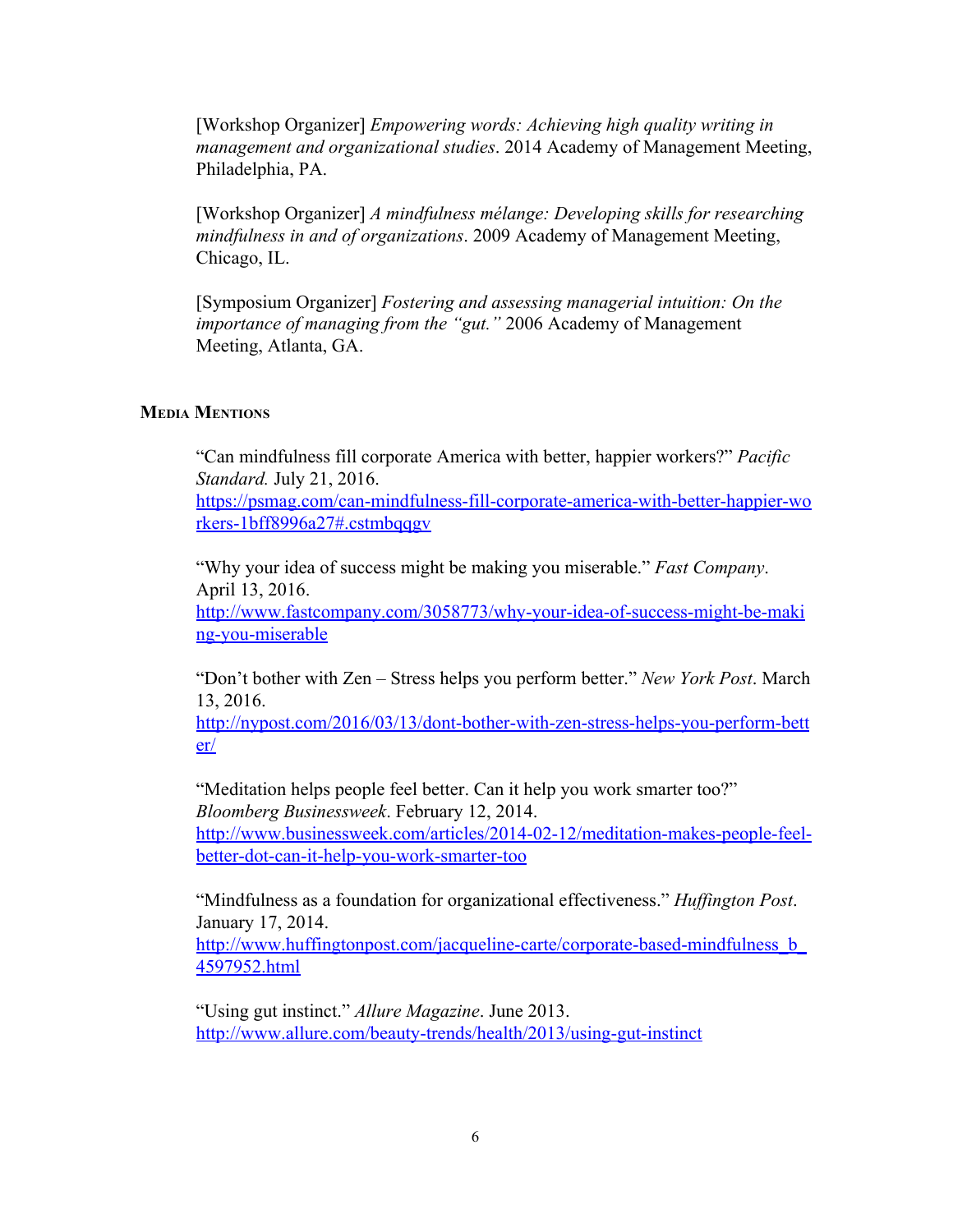[Workshop Organizer] *Empowering words: Achieving high quality writing in management and organizational studies*. 2014 Academy of Management Meeting, Philadelphia, PA.

[Workshop Organizer] *A mindfulness mélange: Developing skills for researching mindfulness in and of organizations*. 2009 Academy of Management Meeting, Chicago, IL.

[Symposium Organizer] *Fostering and assessing managerial intuition: On the importance of managing from the "gut."* 2006 Academy of Management Meeting, Atlanta, GA.

## Media Mentions

"Can mindfulness fill corporate America with better, happier workers?" *Pacific Standard.* July 21, 2016. https://psmag.com/can-mindfulness-fill-corporate-america-with-better-happier-workers-1bff8996a27#.cstmbqqgv

"Why your idea of success might be making you miserable." *Fast Company*. April 13, 2016. http://www.fastcompany.com/3058773/why-your-idea-of-success-might-be-making-you-miserable

"Don't bother with Zen – Stress helps you perform better." *New York Post*. March 13, 2016. http://nypost.com/2016/03/13/dont-bother-with-zen-stress-helps-you-perform-better/

"Meditation helps people feel better. Can it help you work smarter too?" *Bloomberg Businessweek*. February 12, 2014. http://www.businessweek.com/articles/2014-02-12/meditation-makes-people-feel-better-dot-can-it-help-you-work-smarter-too

"Mindfulness as a foundation for organizational effectiveness." *Huffington Post*. January 17, 2014. http://www.huffingtonpost.com/jacqueline-carte/corporate-based-mindfulness_b_4597952.html

"Using gut instinct." *Allure Magazine*. June 2013. http://www.allure.com/beauty-trends/health/2013/using-gut-instinct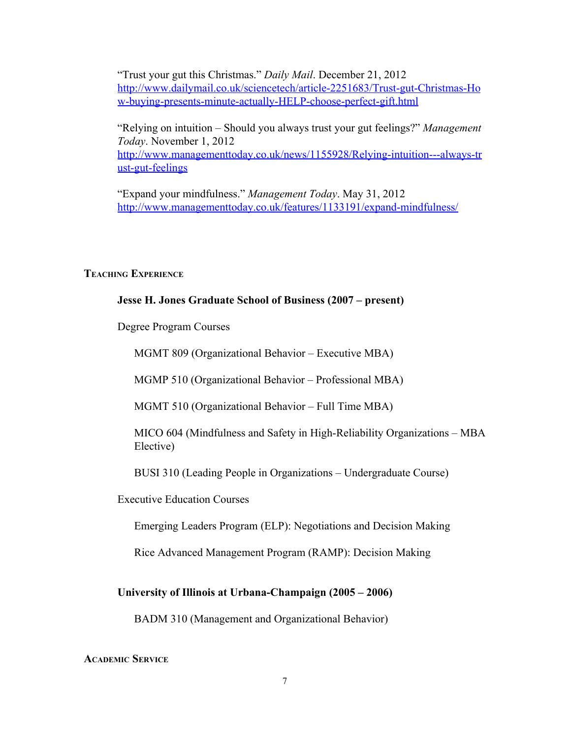"Trust your gut this Christmas." *Daily Mail*. December 21, 2012
http://www.dailymail.co.uk/sciencetech/article-2251683/Trust-gut-Christmas-How-buying-presents-minute-actually-HELP-choose-perfect-gift.html

"Relying on intuition – Should you always trust your gut feelings?" *Management Today*. November 1, 2012
http://www.managementtoday.co.uk/news/1155928/Relying-intuition---always-trust-gut-feelings

"Expand your mindfulness." *Management Today*. May 31, 2012
http://www.managementtoday.co.uk/features/1133191/expand-mindfulness/

## Teaching Experience

**Jesse H. Jones Graduate School of Business (2007 – present)**

Degree Program Courses

- MGMT 809 (Organizational Behavior – Executive MBA)
- MGMP 510 (Organizational Behavior – Professional MBA)
- MGMT 510 (Organizational Behavior – Full Time MBA)
- MICO 604 (Mindfulness and Safety in High-Reliability Organizations – MBA Elective)
- BUSI 310 (Leading People in Organizations – Undergraduate Course)

Executive Education Courses

- Emerging Leaders Program (ELP): Negotiations and Decision Making
- Rice Advanced Management Program (RAMP): Decision Making

**University of Illinois at Urbana-Champaign (2005 – 2006)**

- BADM 310 (Management and Organizational Behavior)

## Academic Service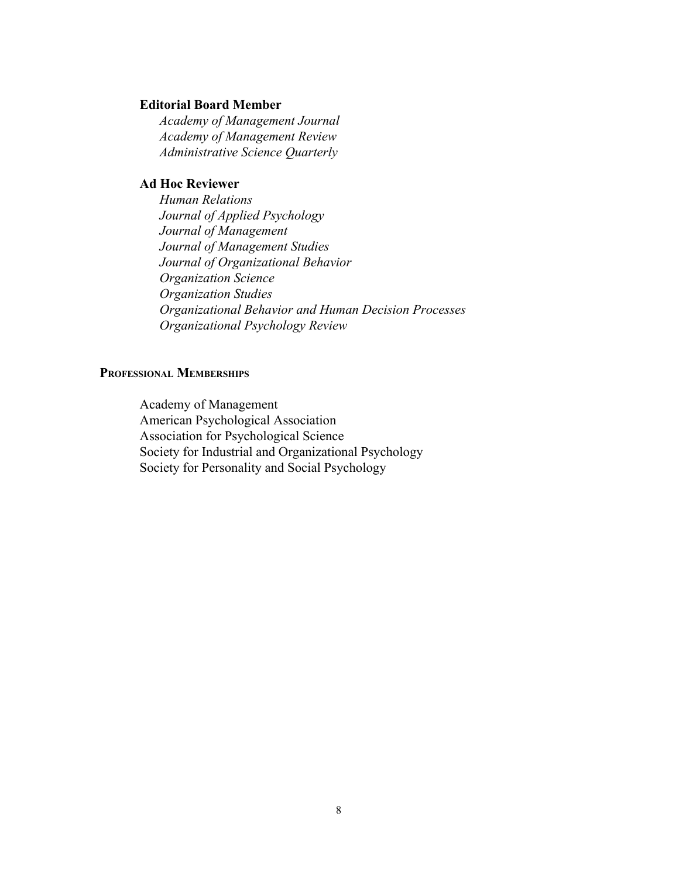**Editorial Board Member**

*Academy of Management Journal*
*Academy of Management Review*
*Administrative Science Quarterly*

**Ad Hoc Reviewer**

*Human Relations*
*Journal of Applied Psychology*
*Journal of Management*
*Journal of Management Studies*
*Journal of Organizational Behavior*
*Organization Science*
*Organization Studies*
*Organizational Behavior and Human Decision Processes*
*Organizational Psychology Review*

## PROFESSIONAL MEMBERSHIPS

Academy of Management
American Psychological Association
Association for Psychological Science
Society for Industrial and Organizational Psychology
Society for Personality and Social Psychology